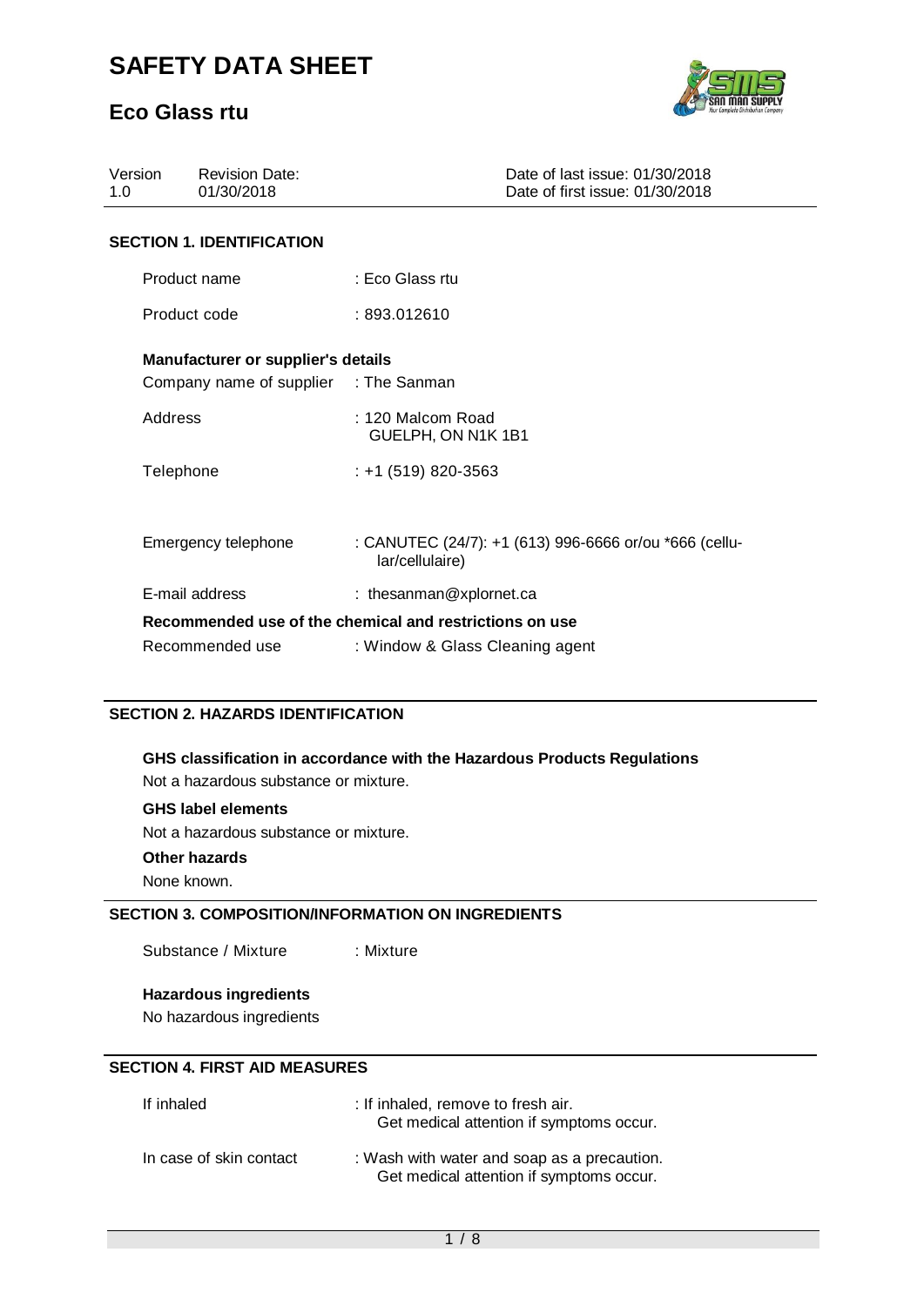# SAFETY DATA SHEET

## Eco Glass rtu

| Version | Revision Date: | Date of last issue: 01/30/2018 |
|---|---|---|
| 1.0 | 01/30/2018 | Date of first issue: 01/30/2018 |

### SECTION 1. IDENTIFICATION

Product name : Eco Glass rtu

Product code : 893.012610

**Manufacturer or supplier's details**

Company name of supplier : The Sanman

Address : 120 Malcom Road
GUELPH, ON N1K 1B1

Telephone : +1 (519) 820-3563

Emergency telephone : CANUTEC (24/7): +1 (613) 996-6666 or/ou *666 (cellular/cellulaire)

E-mail address : thesanman@xplornet.ca

**Recommended use of the chemical and restrictions on use**

Recommended use : Window & Glass Cleaning agent

### SECTION 2. HAZARDS IDENTIFICATION

**GHS classification in accordance with the Hazardous Products Regulations**

Not a hazardous substance or mixture.

**GHS label elements**

Not a hazardous substance or mixture.

**Other hazards**

None known.

### SECTION 3. COMPOSITION/INFORMATION ON INGREDIENTS

Substance / Mixture : Mixture

**Hazardous ingredients**

No hazardous ingredients

### SECTION 4. FIRST AID MEASURES

If inhaled : If inhaled, remove to fresh air.
Get medical attention if symptoms occur.

In case of skin contact : Wash with water and soap as a precaution.
Get medical attention if symptoms occur.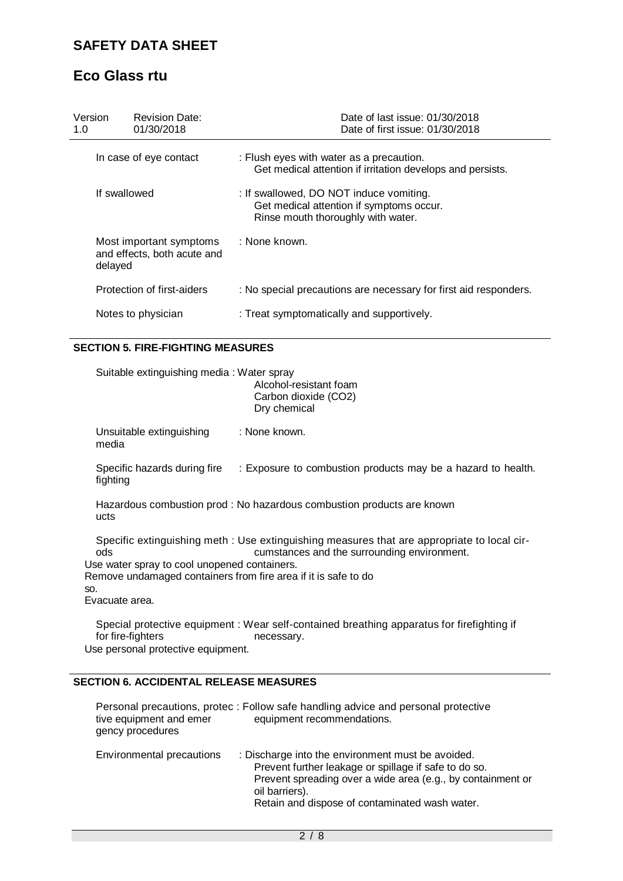| | |
|---|---|
| In case of eye contact | : Flush eyes with water as a precaution.<br>Get medical attention if irritation develops and persists. |
| If swallowed | : If swallowed, DO NOT induce vomiting.<br>Get medical attention if symptoms occur.<br>Rinse mouth thoroughly with water. |
| Most important symptoms and effects, both acute and delayed | : None known. |
| Protection of first-aiders | : No special precautions are necessary for first aid responders. |
| Notes to physician | : Treat symptomatically and supportively. |

## SECTION 5. FIRE-FIGHTING MEASURES

| | |
|---|---|
| Suitable extinguishing media | : Water spray<br>Alcohol-resistant foam<br>Carbon dioxide ($CO_2$)<br>Dry chemical |
| Unsuitable extinguishing media | : None known. |
| Specific hazards during fire fighting | : Exposure to combustion products may be a hazard to health. |
| Hazardous combustion products | : No hazardous combustion products are known |
| Specific extinguishing methods | : Use extinguishing measures that are appropriate to local circumstances and the surrounding environment.<br>Use water spray to cool unopened containers.<br>Remove undamaged containers from fire area if it is safe to do so.<br>Evacuate area. |
| Special protective equipment for fire-fighters | : Wear self-contained breathing apparatus for firefighting if necessary.<br>Use personal protective equipment. |

## SECTION 6. ACCIDENTAL RELEASE MEASURES

| | |
|---|---|
| Personal precautions, protective equipment and emergency procedures | : Follow safe handling advice and personal protective equipment recommendations. |
| Environmental precautions | : Discharge into the environment must be avoided.<br>Prevent further leakage or spillage if safe to do so.<br>Prevent spreading over a wide area (e.g., by containment or oil barriers).<br>Retain and dispose of contaminated wash water. |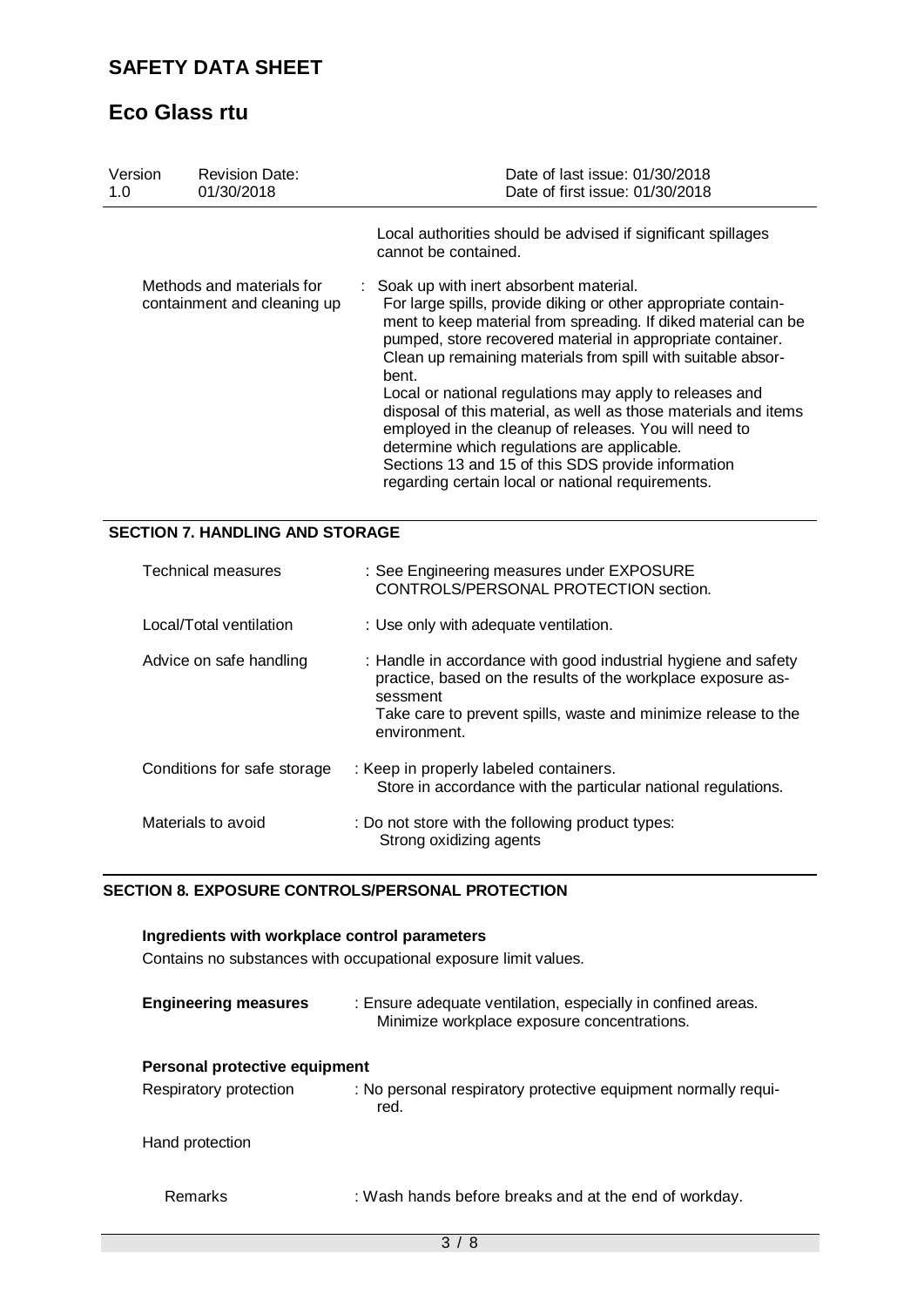Local authorities should be advised if significant spillages cannot be contained.

| | |
|---|---|
| Methods and materials for containment and cleaning up | : Soak up with inert absorbent material. For large spills, provide diking or other appropriate containment to keep material from spreading. If diked material can be pumped, store recovered material in appropriate container. Clean up remaining materials from spill with suitable absorbent. Local or national regulations may apply to releases and disposal of this material, as well as those materials and items employed in the cleanup of releases. You will need to determine which regulations are applicable. Sections 13 and 15 of this SDS provide information regarding certain local or national requirements. |

## SECTION 7. HANDLING AND STORAGE

| | |
|---|---|
| Technical measures | : See Engineering measures under EXPOSURE CONTROLS/PERSONAL PROTECTION section. |
| Local/Total ventilation | : Use only with adequate ventilation. |
| Advice on safe handling | : Handle in accordance with good industrial hygiene and safety practice, based on the results of the workplace exposure assessment<br>Take care to prevent spills, waste and minimize release to the environment. |
| Conditions for safe storage | : Keep in properly labeled containers.<br>Store in accordance with the particular national regulations. |
| Materials to avoid | : Do not store with the following product types:<br>Strong oxidizing agents |

## SECTION 8. EXPOSURE CONTROLS/PERSONAL PROTECTION

**Ingredients with workplace control parameters**

Contains no substances with occupational exposure limit values.

| | |
|---|---|
| **Engineering measures** | : Ensure adequate ventilation, especially in confined areas.<br>Minimize workplace exposure concentrations. |

**Personal protective equipment**

| | |
|---|---|
| Respiratory protection | : No personal respiratory protective equipment normally required. |
| Hand protection | |
| Remarks | : Wash hands before breaks and at the end of workday. |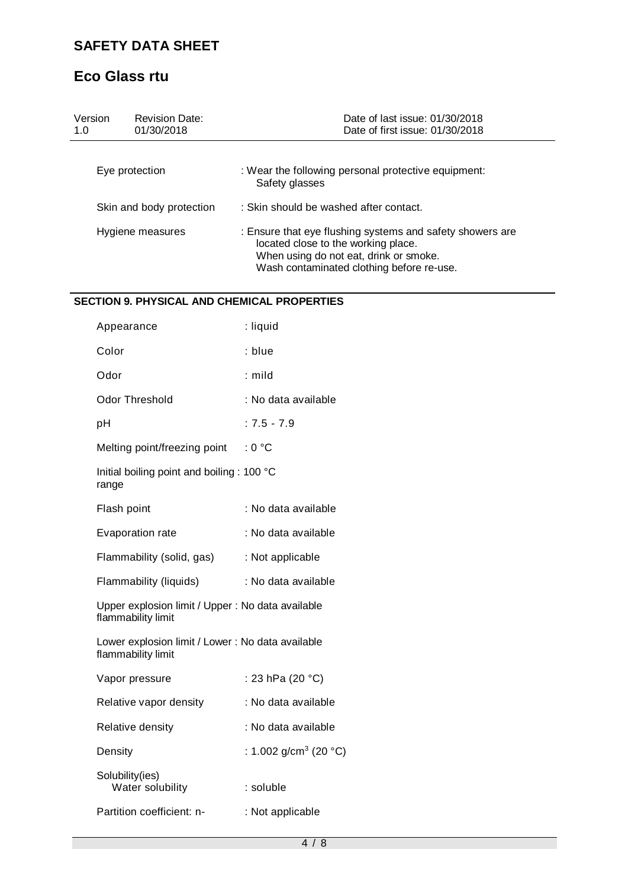# SAFETY DATA SHEET

## Eco Glass rtu

| Version | Revision Date: | Date of last issue: 01/30/2018 |
| --- | --- | --- |
| 1.0 | 01/30/2018 | Date of first issue: 01/30/2018 |

| | |
| --- | --- |
| Eye protection | : Wear the following personal protective equipment: Safety glasses |
| Skin and body protection | : Skin should be washed after contact. |
| Hygiene measures | : Ensure that eye flushing systems and safety showers are located close to the working place. When using do not eat, drink or smoke. Wash contaminated clothing before re-use. |

### SECTION 9. PHYSICAL AND CHEMICAL PROPERTIES

| | |
| --- | --- |
| Appearance | : liquid |
| Color | : blue |
| Odor | : mild |
| Odor Threshold | : No data available |
| pH | : 7.5 - 7.9 |
| Melting point/freezing point | : 0 °C |
| Initial boiling point and boiling range | : 100 °C |
| Flash point | : No data available |
| Evaporation rate | : No data available |
| Flammability (solid, gas) | : Not applicable |
| Flammability (liquids) | : No data available |
| Upper explosion limit / Upper flammability limit | : No data available |
| Lower explosion limit / Lower flammability limit | : No data available |
| Vapor pressure | : 23 hPa (20 °C) |
| Relative vapor density | : No data available |
| Relative density | : No data available |
| Density | : 1.002 g/cm$^3$ (20 °C) |
| Solubility(ies) | |
| Water solubility | : soluble |
| Partition coefficient: n- | : Not applicable |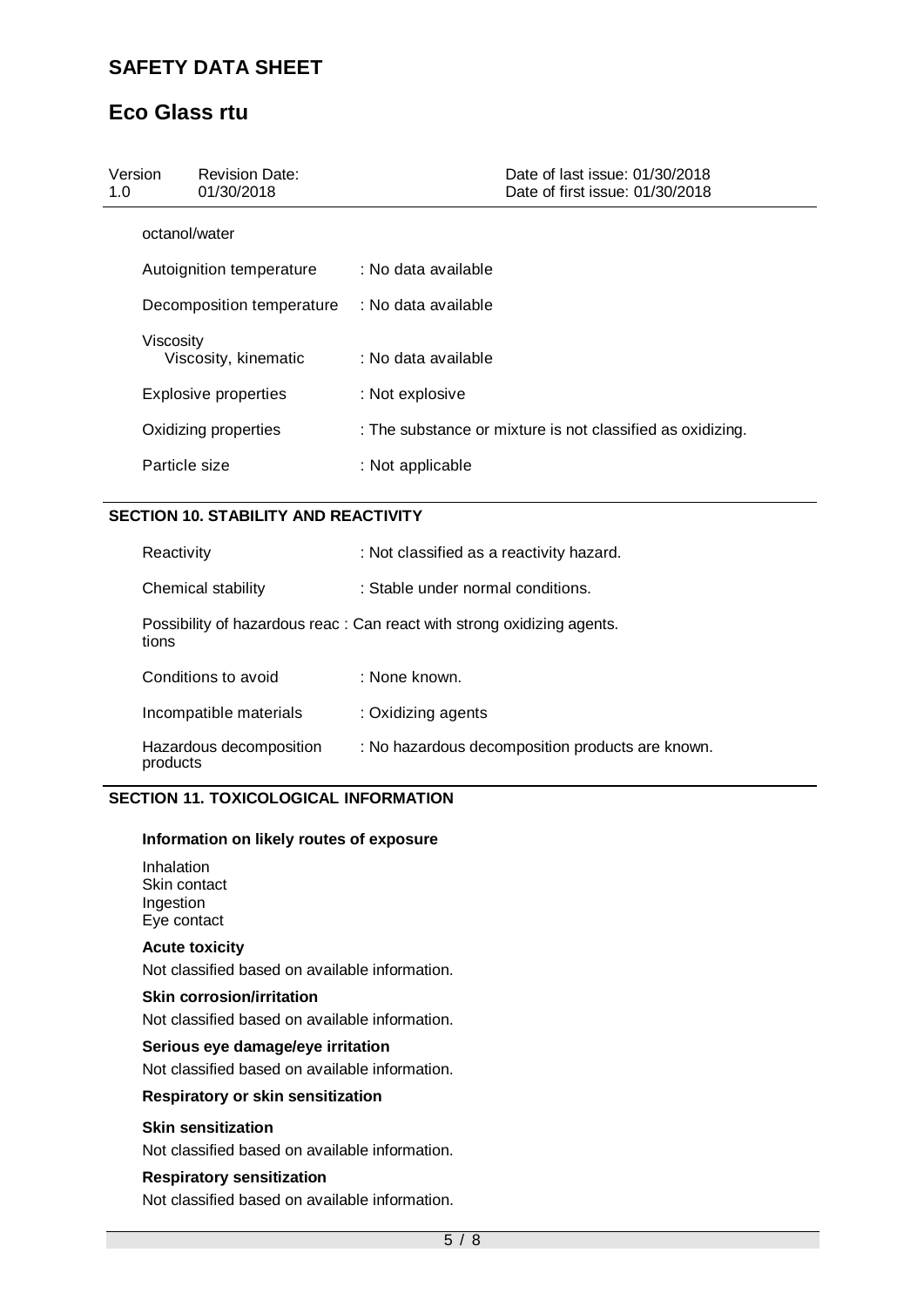| | |
|---|---|
| octanol/water | |
| Autoignition temperature | : No data available |
| Decomposition temperature | : No data available |
| Viscosity<br>Viscosity, kinematic | : No data available |
| Explosive properties | : Not explosive |
| Oxidizing properties | : The substance or mixture is not classified as oxidizing. |
| Particle size | : Not applicable |

## SECTION 10. STABILITY AND REACTIVITY

| | |
|---|---|
| Reactivity | : Not classified as a reactivity hazard. |
| Chemical stability | : Stable under normal conditions. |
| Possibility of hazardous reactions | : Can react with strong oxidizing agents. |
| Conditions to avoid | : None known. |
| Incompatible materials | : Oxidizing agents |
| Hazardous decomposition products | : No hazardous decomposition products are known. |

## SECTION 11. TOXICOLOGICAL INFORMATION

**Information on likely routes of exposure**

Inhalation
Skin contact
Ingestion
Eye contact

**Acute toxicity**

Not classified based on available information.

**Skin corrosion/irritation**

Not classified based on available information.

**Serious eye damage/eye irritation**

Not classified based on available information.

**Respiratory or skin sensitization**

**Skin sensitization**

Not classified based on available information.

**Respiratory sensitization**

Not classified based on available information.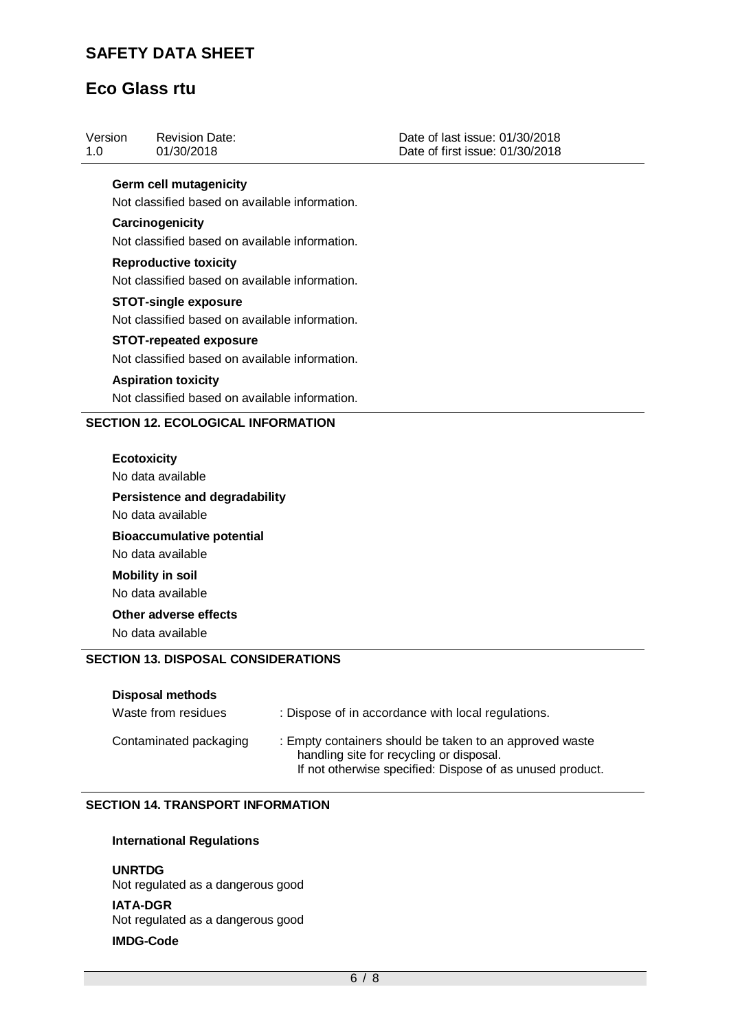**Germ cell mutagenicity**

Not classified based on available information.

**Carcinogenicity**

Not classified based on available information.

**Reproductive toxicity**

Not classified based on available information.

**STOT-single exposure**

Not classified based on available information.

**STOT-repeated exposure**

Not classified based on available information.

**Aspiration toxicity**

Not classified based on available information.

## SECTION 12. ECOLOGICAL INFORMATION

**Ecotoxicity**

No data available

**Persistence and degradability**

No data available

**Bioaccumulative potential**

No data available

**Mobility in soil**

No data available

**Other adverse effects**

No data available

## SECTION 13. DISPOSAL CONSIDERATIONS

**Disposal methods**

| | |
|---|---|
| Waste from residues | : Dispose of in accordance with local regulations. |
| Contaminated packaging | : Empty containers should be taken to an approved waste handling site for recycling or disposal. If not otherwise specified: Dispose of as unused product. |

## SECTION 14. TRANSPORT INFORMATION

**International Regulations**

**UNRTDG**
Not regulated as a dangerous good

**IATA-DGR**
Not regulated as a dangerous good

**IMDG-Code**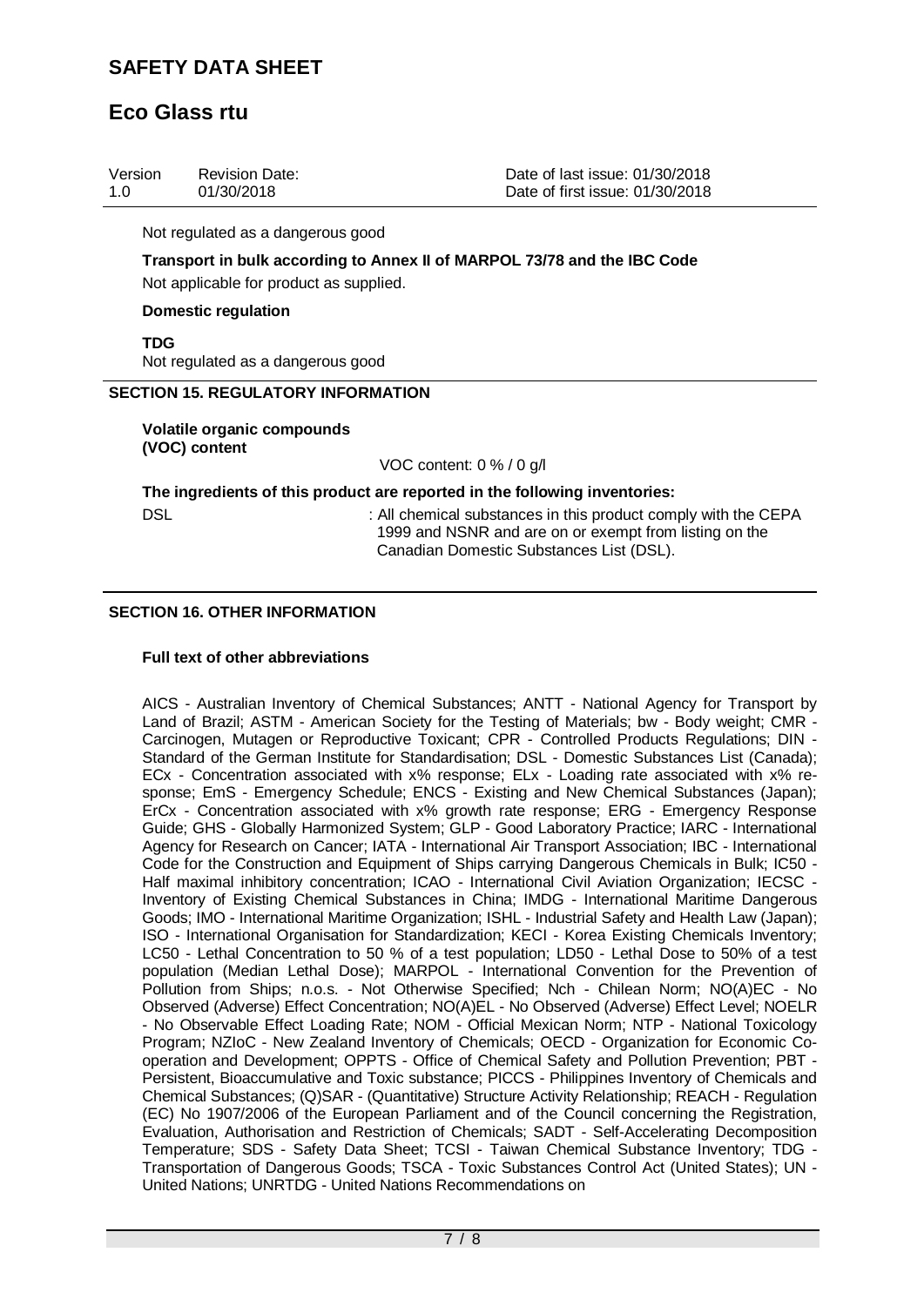Not regulated as a dangerous good

**Transport in bulk according to Annex II of MARPOL 73/78 and the IBC Code**

Not applicable for product as supplied.

**Domestic regulation**

**TDG**

Not regulated as a dangerous good

## SECTION 15. REGULATORY INFORMATION

**Volatile organic compounds (VOC) content**

VOC content: 0 % / 0 g/l

**The ingredients of this product are reported in the following inventories:**

DSL : All chemical substances in this product comply with the CEPA 1999 and NSNR and are on or exempt from listing on the Canadian Domestic Substances List (DSL).

## SECTION 16. OTHER INFORMATION

**Full text of other abbreviations**

AICS - Australian Inventory of Chemical Substances; ANTT - National Agency for Transport by Land of Brazil; ASTM - American Society for the Testing of Materials; bw - Body weight; CMR - Carcinogen, Mutagen or Reproductive Toxicant; CPR - Controlled Products Regulations; DIN - Standard of the German Institute for Standardisation; DSL - Domestic Substances List (Canada); ECx - Concentration associated with x% response; ELx - Loading rate associated with x% response; EmS - Emergency Schedule; ENCS - Existing and New Chemical Substances (Japan); ErCx - Concentration associated with x% growth rate response; ERG - Emergency Response Guide; GHS - Globally Harmonized System; GLP - Good Laboratory Practice; IARC - International Agency for Research on Cancer; IATA - International Air Transport Association; IBC - International Code for the Construction and Equipment of Ships carrying Dangerous Chemicals in Bulk; IC50 - Half maximal inhibitory concentration; ICAO - International Civil Aviation Organization; IECSC - Inventory of Existing Chemical Substances in China; IMDG - International Maritime Dangerous Goods; IMO - International Maritime Organization; ISHL - Industrial Safety and Health Law (Japan); ISO - International Organisation for Standardization; KECI - Korea Existing Chemicals Inventory; LC50 - Lethal Concentration to 50 % of a test population; LD50 - Lethal Dose to 50% of a test population (Median Lethal Dose); MARPOL - International Convention for the Prevention of Pollution from Ships; n.o.s. - Not Otherwise Specified; Nch - Chilean Norm; NO(A)EC - No Observed (Adverse) Effect Concentration; NO(A)EL - No Observed (Adverse) Effect Level; NOELR - No Observable Effect Loading Rate; NOM - Official Mexican Norm; NTP - National Toxicology Program; NZIoC - New Zealand Inventory of Chemicals; OECD - Organization for Economic Co-operation and Development; OPPTS - Office of Chemical Safety and Pollution Prevention; PBT - Persistent, Bioaccumulative and Toxic substance; PICCS - Philippines Inventory of Chemicals and Chemical Substances; (Q)SAR - (Quantitative) Structure Activity Relationship; REACH - Regulation (EC) No 1907/2006 of the European Parliament and of the Council concerning the Registration, Evaluation, Authorisation and Restriction of Chemicals; SADT - Self-Accelerating Decomposition Temperature; SDS - Safety Data Sheet; TCSI - Taiwan Chemical Substance Inventory; TDG - Transportation of Dangerous Goods; TSCA - Toxic Substances Control Act (United States); UN - United Nations; UNRTDG - United Nations Recommendations on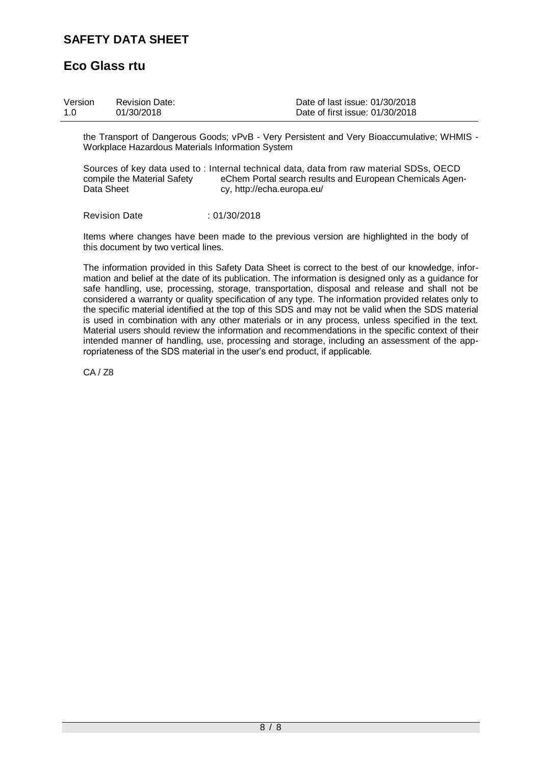the Transport of Dangerous Goods; vPvB - Very Persistent and Very Bioaccumulative; WHMIS - Workplace Hazardous Materials Information System

Sources of key data used to compile the Material Safety Data Sheet : Internal technical data, data from raw material SDSs, OECD eChem Portal search results and European Chemicals Agency, http://echa.europa.eu/

Revision Date : 01/30/2018

Items where changes have been made to the previous version are highlighted in the body of this document by two vertical lines.

The information provided in this Safety Data Sheet is correct to the best of our knowledge, information and belief at the date of its publication. The information is designed only as a guidance for safe handling, use, processing, storage, transportation, disposal and release and shall not be considered a warranty or quality specification of any type. The information provided relates only to the specific material identified at the top of this SDS and may not be valid when the SDS material is used in combination with any other materials or in any process, unless specified in the text. Material users should review the information and recommendations in the specific context of their intended manner of handling, use, processing and storage, including an assessment of the appropriateness of the SDS material in the user's end product, if applicable.

CA / Z8